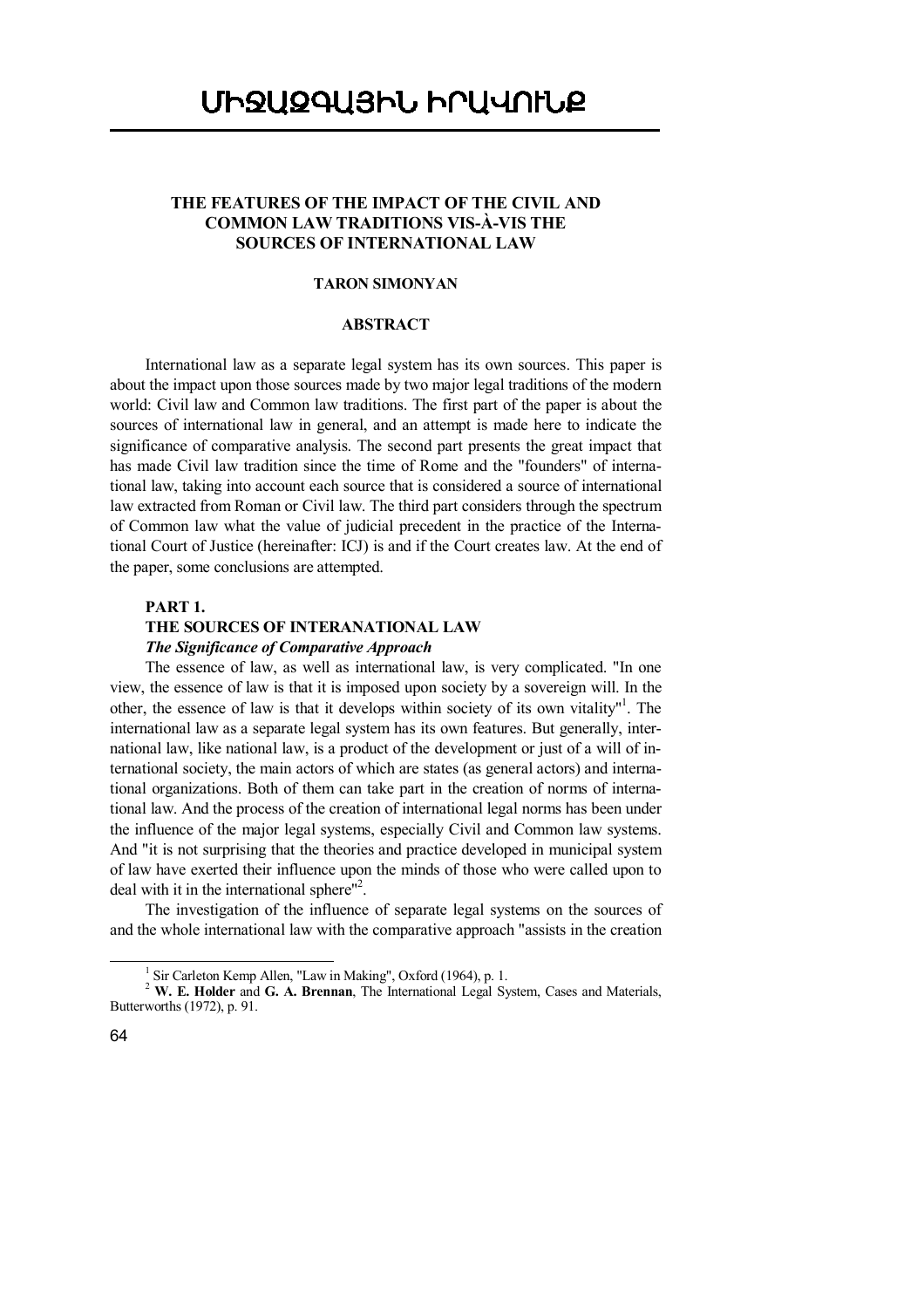# ՄԻՋԱԶԳԱՅԻՆ ԻՐԱՎՈՒՆՔ

## THE FEATURES OF THE IMPACT OF THE CIVIL AND COMMON LAW TRADITIONS VIS-À-VIS THE SOURCES OF INTERNATIONAL LAW

**TARON SIMONYAN**

**ABSTRACT**

International law as a separate legal system has its own sources. This paper is about the impact upon those sources made by two major legal traditions of the modern world: Civil law and Common law traditions. The first part of the paper is about the sources of international law in general, and an attempt is made here to indicate the significance of comparative analysis. The second part presents the great impact that has made Civil law tradition since the time of Rome and the "founders" of international law, taking into account each source that is considered a source of international law extracted from Roman or Civil law. The third part considers through the spectrum of Common law what the value of judicial precedent in the practice of the International Court of Justice (hereinafter: ICJ) is and if the Court creates law. At the end of the paper, some conclusions are attempted.

### PART 1.
### THE SOURCES OF INTERANATIONAL LAW
#### *The Significance of Comparative Approach*

The essence of law, as well as international law, is very complicated. "In one view, the essence of law is that it is imposed upon society by a sovereign will. In the other, the essence of law is that it develops within society of its own vitality"[1]. The international law as a separate legal system has its own features. But generally, international law, like national law, is a product of the development or just of a will of international society, the main actors of which are states (as general actors) and international organizations. Both of them can take part in the creation of norms of international law. And the process of the creation of international legal norms has been under the influence of the major legal systems, especially Civil and Common law systems. And "it is not surprising that the theories and practice developed in municipal system of law have exerted their influence upon the minds of those who were called upon to deal with it in the international sphere"[2].

The investigation of the influence of separate legal systems on the sources of and the whole international law with the comparative approach "assists in the creation

---

[1] Sir Carleton Kemp Allen, "Law in Making", Oxford (1964), p. 1.

[2] **W. E. Holder** and **G. A. Brennan**, The International Legal System, Cases and Materials, Butterworths (1972), p. 91.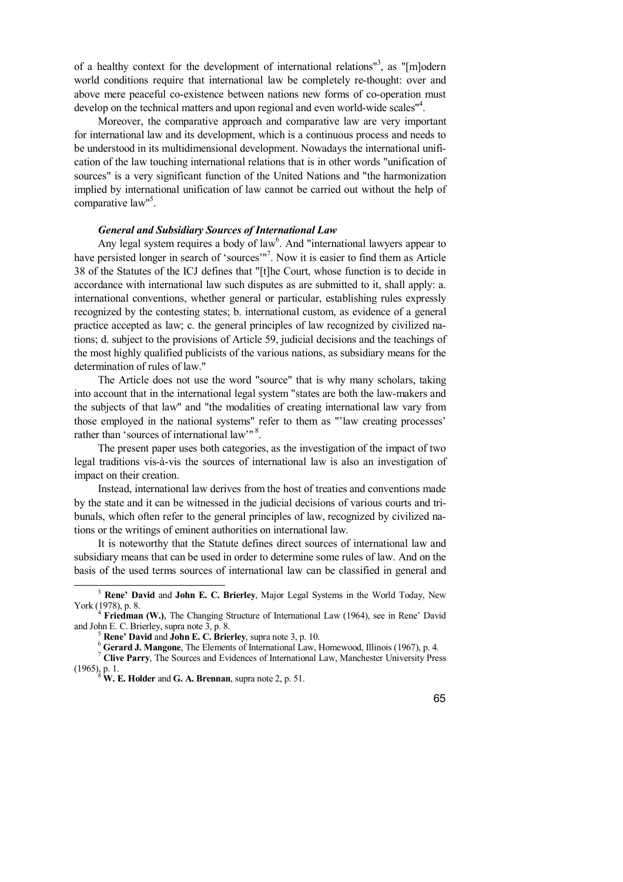of a healthy context for the development of international relations"[3], as "[m]odern world conditions require that international law be completely re-thought: over and above mere peaceful co-existence between nations new forms of co-operation must develop on the technical matters and upon regional and even world-wide scales"[4].

Moreover, the comparative approach and comparative law are very important for international law and its development, which is a continuous process and needs to be understood in its multidimensional development. Nowadays the international unification of the law touching international relations that is in other words "unification of sources" is a very significant function of the United Nations and "the harmonization implied by international unification of law cannot be carried out without the help of comparative law"[5].

### *General and Subsidiary Sources of International Law*

Any legal system requires a body of law[6]. And "international lawyers appear to have persisted longer in search of 'sources'"[7]. Now it is easier to find them as Article 38 of the Statutes of the ICJ defines that "[t]he Court, whose function is to decide in accordance with international law such disputes as are submitted to it, shall apply: a. international conventions, whether general or particular, establishing rules expressly recognized by the contesting states; b. international custom, as evidence of a general practice accepted as law; c. the general principles of law recognized by civilized nations; d. subject to the provisions of Article 59, judicial decisions and the teachings of the most highly qualified publicists of the various nations, as subsidiary means for the determination of rules of law."

The Article does not use the word "source" that is why many scholars, taking into account that in the international legal system "states are both the law-makers and the subjects of that law" and "the modalities of creating international law vary from those employed in the national systems" refer to them as "'law creating processes' rather than 'sources of international law'"[8].

The present paper uses both categories, as the investigation of the impact of two legal traditions vis-à-vis the sources of international law is also an investigation of impact on their creation.

Instead, international law derives from the host of treaties and conventions made by the state and it can be witnessed in the judicial decisions of various courts and tribunals, which often refer to the general principles of law, recognized by civilized nations or the writings of eminent authorities on international law.

It is noteworthy that the Statute defines direct sources of international law and subsidiary means that can be used in order to determine some rules of law. And on the basis of the used terms sources of international law can be classified in general and

---

[3] **Rene' David** and **John E. C. Brierley**, Major Legal Systems in the World Today, New York (1978), p. 8.

[4] **Friedman (W.)**, The Changing Structure of International Law (1964), see in Rene' David and John E. C. Brierley, supra note 3, p. 8.

[5] **Rene' David** and **John E. C. Brierley**, supra note 3, p. 10.

[6] **Gerard J. Mangone**, The Elements of International Law, Homewood, Illinois (1967), p. 4.

[7] **Clive Parry**, The Sources and Evidences of International Law, Manchester University Press (1965), p. 1.

[8] **W. E. Holder** and **G. A. Brennan**, supra note 2, p. 51.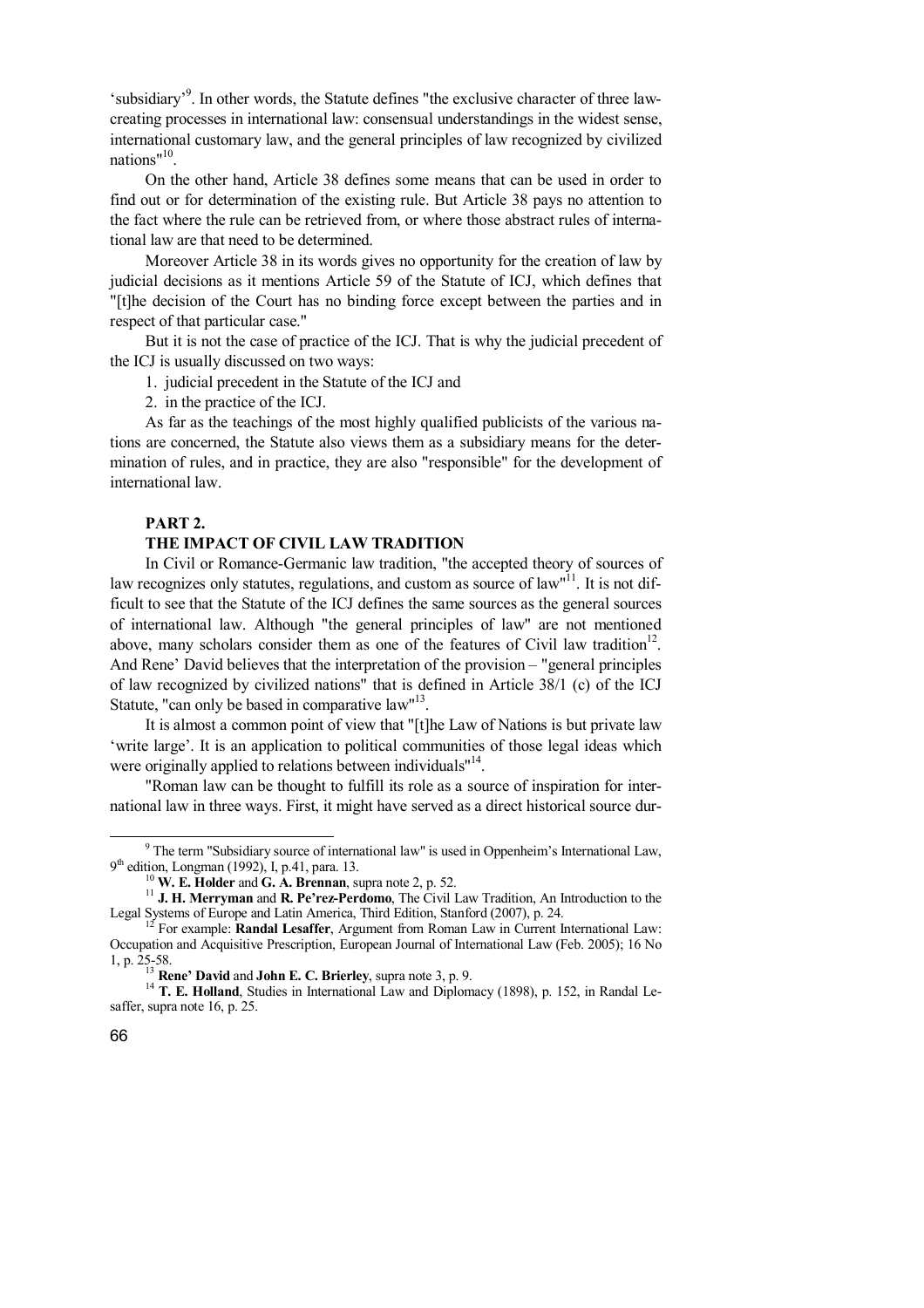'subsidiary'[9]. In other words, the Statute defines "the exclusive character of three law-creating processes in international law: consensual understandings in the widest sense, international customary law, and the general principles of law recognized by civilized nations"[10].

On the other hand, Article 38 defines some means that can be used in order to find out or for determination of the existing rule. But Article 38 pays no attention to the fact where the rule can be retrieved from, or where those abstract rules of international law are that need to be determined.

Moreover Article 38 in its words gives no opportunity for the creation of law by judicial decisions as it mentions Article 59 of the Statute of ICJ, which defines that "[t]he decision of the Court has no binding force except between the parties and in respect of that particular case."

But it is not the case of practice of the ICJ. That is why the judicial precedent of the ICJ is usually discussed on two ways:

1. judicial precedent in the Statute of the ICJ and
2. in the practice of the ICJ.

As far as the teachings of the most highly qualified publicists of the various nations are concerned, the Statute also views them as a subsidiary means for the determination of rules, and in practice, they are also "responsible" for the development of international law.

## PART 2.
## THE IMPACT OF CIVIL LAW TRADITION

In Civil or Romance-Germanic law tradition, "the accepted theory of sources of law recognizes only statutes, regulations, and custom as source of law"[11]. It is not difficult to see that the Statute of the ICJ defines the same sources as the general sources of international law. Although "the general principles of law" are not mentioned above, many scholars consider them as one of the features of Civil law tradition[12]. And Rene' David believes that the interpretation of the provision – "general principles of law recognized by civilized nations" that is defined in Article 38/1 (c) of the ICJ Statute, "can only be based in comparative law"[13].

It is almost a common point of view that "[t]he Law of Nations is but private law 'write large'. It is an application to political communities of those legal ideas which were originally applied to relations between individuals"[14].

"Roman law can be thought to fulfill its role as a source of inspiration for international law in three ways. First, it might have served as a direct historical source dur-

---

[9] The term "Subsidiary source of international law" is used in Oppenheim's International Law, 9th edition, Longman (1992), I, p.41, para. 13.

[10] **W. E. Holder** and **G. A. Brennan**, supra note 2, p. 52.

[11] **J. H. Merryman** and **R. Pe'rez-Perdomo**, The Civil Law Tradition, An Introduction to the Legal Systems of Europe and Latin America, Third Edition, Stanford (2007), p. 24.

[12] For example: **Randal Lesaffer**, Argument from Roman Law in Current International Law: Occupation and Acquisitive Prescription, European Journal of International Law (Feb. 2005); 16 No 1, p. 25-58.

[13] **Rene' David** and **John E. C. Brierley**, supra note 3, p. 9.

[14] **T. E. Holland**, Studies in International Law and Diplomacy (1898), p. 152, in Randal Lesaffer, supra note 16, p. 25.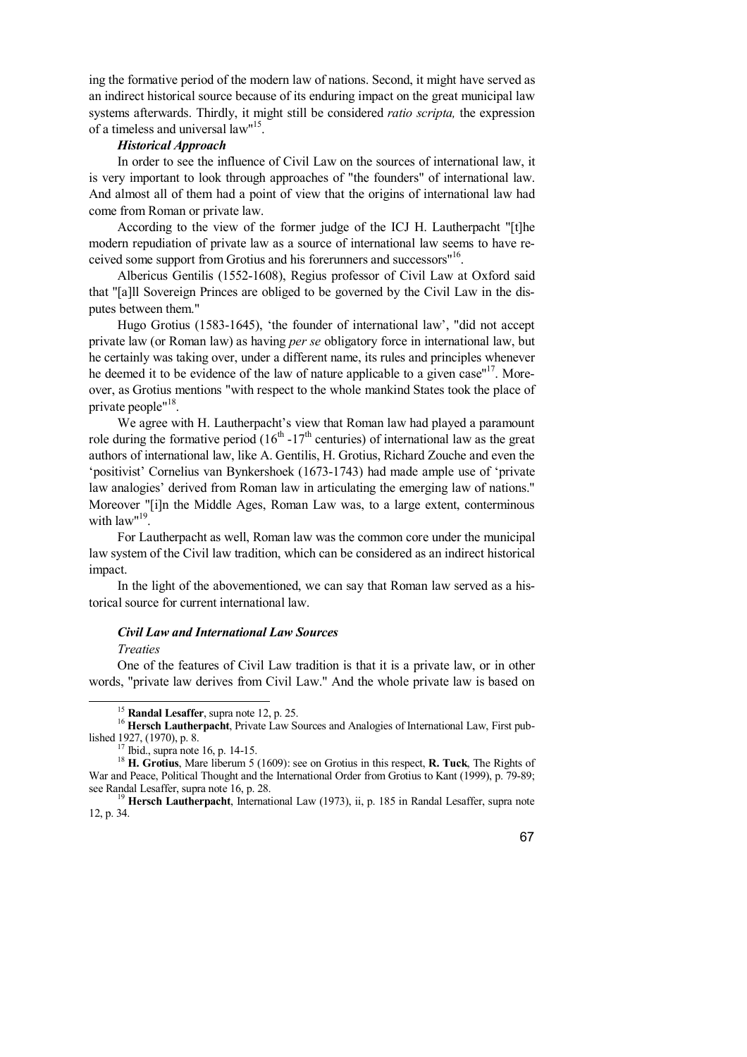ing the formative period of the modern law of nations. Second, it might have served as an indirect historical source because of its enduring impact on the great municipal law systems afterwards. Thirdly, it might still be considered *ratio scripta,* the expression of a timeless and universal law"[15].

***Historical Approach***

In order to see the influence of Civil Law on the sources of international law, it is very important to look through approaches of "the founders" of international law. And almost all of them had a point of view that the origins of international law had come from Roman or private law.

According to the view of the former judge of the ICJ H. Lautherpacht "[t]he modern repudiation of private law as a source of international law seems to have received some support from Grotius and his forerunners and successors"[16].

Albericus Gentilis (1552-1608), Regius professor of Civil Law at Oxford said that "[a]ll Sovereign Princes are obliged to be governed by the Civil Law in the disputes between them."

Hugo Grotius (1583-1645), 'the founder of international law', "did not accept private law (or Roman law) as having *per se* obligatory force in international law, but he certainly was taking over, under a different name, its rules and principles whenever he deemed it to be evidence of the law of nature applicable to a given case"[17]. Moreover, as Grotius mentions "with respect to the whole mankind States took the place of private people"[18].

We agree with H. Lautherpacht's view that Roman law had played a paramount role during the formative period ($16^{th}$ -$17^{th}$ centuries) of international law as the great authors of international law, like A. Gentilis, H. Grotius, Richard Zouche and even the 'positivist' Cornelius van Bynkershoek (1673-1743) had made ample use of 'private law analogies' derived from Roman law in articulating the emerging law of nations." Moreover "[i]n the Middle Ages, Roman Law was, to a large extent, conterminous with law"[19].

For Lautherpacht as well, Roman law was the common core under the municipal law system of the Civil law tradition, which can be considered as an indirect historical impact.

In the light of the abovementioned, we can say that Roman law served as a historical source for current international law.

***Civil Law and International Law Sources***

*Treaties*

One of the features of Civil Law tradition is that it is a private law, or in other words, "private law derives from Civil Law." And the whole private law is based on

---

[15] **Randal Lesaffer**, supra note 12, p. 25.

[16] **Hersch Lautherpacht**, Private Law Sources and Analogies of International Law, First published 1927, (1970), p. 8.

[17] Ibid., supra note 16, p. 14-15.

[18] **H. Grotius**, Mare liberum 5 (1609): see on Grotius in this respect, **R. Tuck**, The Rights of War and Peace, Political Thought and the International Order from Grotius to Kant (1999), p. 79-89; see Randal Lesaffer, supra note 16, p. 28.

[19] **Hersch Lautherpacht**, International Law (1973), ii, p. 185 in Randal Lesaffer, supra note 12, p. 34.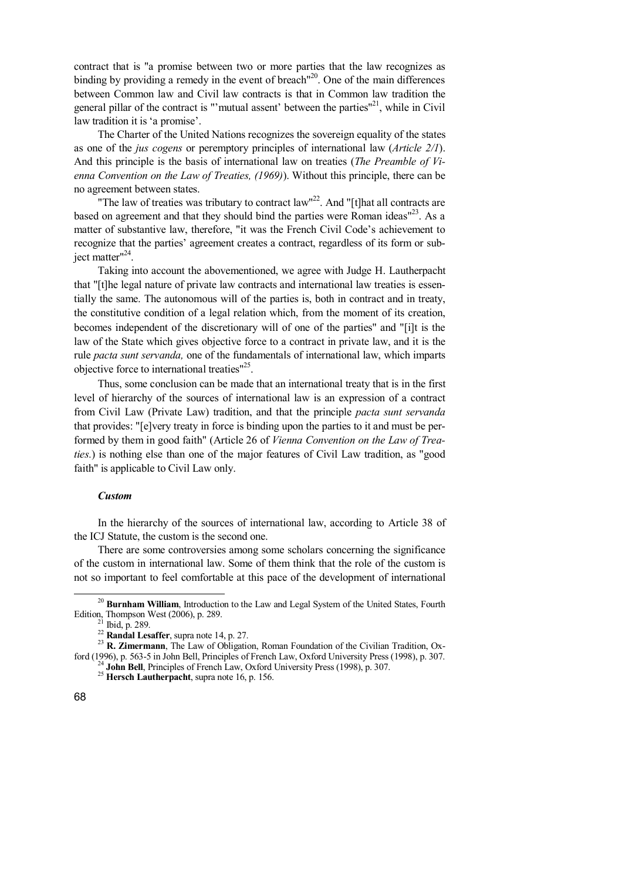contract that is "a promise between two or more parties that the law recognizes as binding by providing a remedy in the event of breach"[20]. One of the main differences between Common law and Civil law contracts is that in Common law tradition the general pillar of the contract is "'mutual assent' between the parties"[21], while in Civil law tradition it is 'a promise'.

The Charter of the United Nations recognizes the sovereign equality of the states as one of the *jus cogens* or peremptory principles of international law (*Article 2/1*). And this principle is the basis of international law on treaties (*The Preamble of Vienna Convention on the Law of Treaties, (1969)*). Without this principle, there can be no agreement between states.

"The law of treaties was tributary to contract law"[22]. And "[t]hat all contracts are based on agreement and that they should bind the parties were Roman ideas"[23]. As a matter of substantive law, therefore, "it was the French Civil Code's achievement to recognize that the parties' agreement creates a contract, regardless of its form or subject matter"[24].

Taking into account the abovementioned, we agree with Judge H. Lautherpacht that "[t]he legal nature of private law contracts and international law treaties is essentially the same. The autonomous will of the parties is, both in contract and in treaty, the constitutive condition of a legal relation which, from the moment of its creation, becomes independent of the discretionary will of one of the parties" and "[i]t is the law of the State which gives objective force to a contract in private law, and it is the rule *pacta sunt servanda,* one of the fundamentals of international law, which imparts objective force to international treaties"[25].

Thus, some conclusion can be made that an international treaty that is in the first level of hierarchy of the sources of international law is an expression of a contract from Civil Law (Private Law) tradition, and that the principle *pacta sunt servanda* that provides: "[e]very treaty in force is binding upon the parties to it and must be performed by them in good faith" (Article 26 of *Vienna Convention on the Law of Treaties.*) is nothing else than one of the major features of Civil Law tradition, as "good faith" is applicable to Civil Law only.

#### *Custom*

In the hierarchy of the sources of international law, according to Article 38 of the ICJ Statute, the custom is the second one.

There are some controversies among some scholars concerning the significance of the custom in international law. Some of them think that the role of the custom is not so important to feel comfortable at this pace of the development of international

---

[20] **Burnham William**, Introduction to the Law and Legal System of the United States, Fourth Edition, Thompson West (2006), p. 289.

[21] Ibid, p. 289.

[22] **Randal Lesaffer**, supra note 14, p. 27.

[23] **R. Zimermann**, The Law of Obligation, Roman Foundation of the Civilian Tradition, Oxford (1996), p. 563-5 in John Bell, Principles of French Law, Oxford University Press (1998), p. 307.

[24] **John Bell**, Principles of French Law, Oxford University Press (1998), p. 307.

[25] **Hersch Lautherpacht**, supra note 16, p. 156.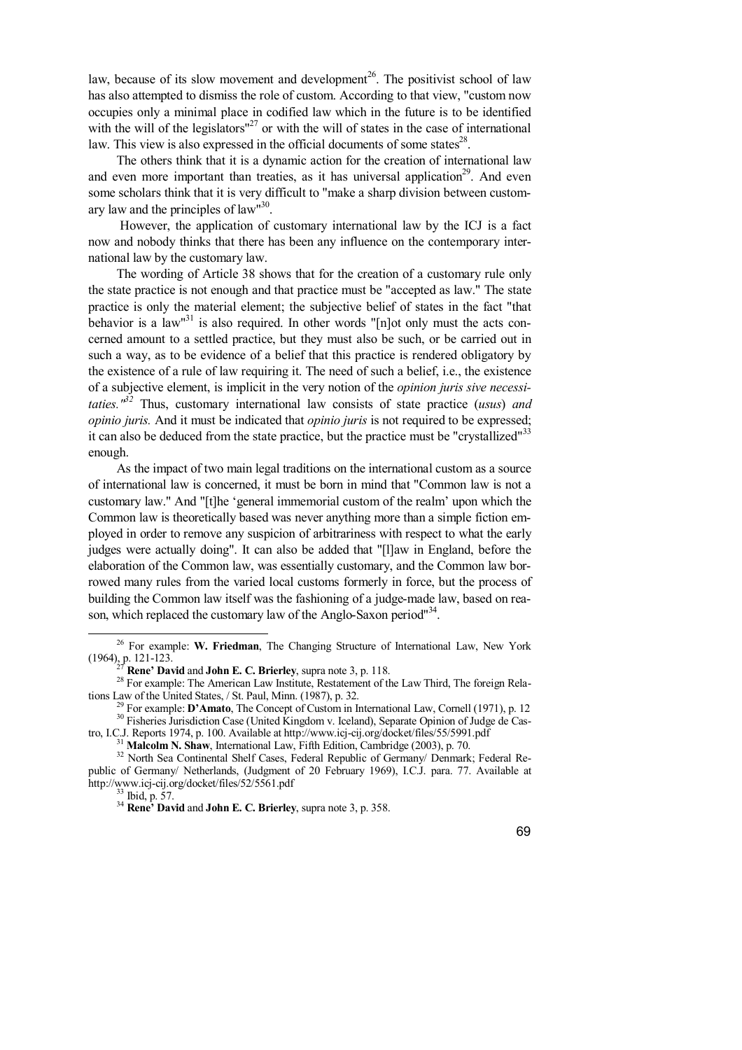law, because of its slow movement and development[26]. The positivist school of law has also attempted to dismiss the role of custom. According to that view, "custom now occupies only a minimal place in codified law which in the future is to be identified with the will of the legislators"[27] or with the will of states in the case of international law. This view is also expressed in the official documents of some states[28].

The others think that it is a dynamic action for the creation of international law and even more important than treaties, as it has universal application[29]. And even some scholars think that it is very difficult to "make a sharp division between customary law and the principles of law"[30].

However, the application of customary international law by the ICJ is a fact now and nobody thinks that there has been any influence on the contemporary international law by the customary law.

The wording of Article 38 shows that for the creation of a customary rule only the state practice is not enough and that practice must be "accepted as law." The state practice is only the material element; the subjective belief of states in the fact "that behavior is a law"[31] is also required. In other words "[n]ot only must the acts concerned amount to a settled practice, but they must also be such, or be carried out in such a way, as to be evidence of a belief that this practice is rendered obligatory by the existence of a rule of law requiring it. The need of such a belief, i.e., the existence of a subjective element, is implicit in the very notion of the *opinion juris sive necessitaties."*[32] Thus, customary international law consists of state practice (*usus*) *and opinio juris.* And it must be indicated that *opinio juris* is not required to be expressed; it can also be deduced from the state practice, but the practice must be "crystallized"[33] enough.

As the impact of two main legal traditions on the international custom as a source of international law is concerned, it must be born in mind that "Common law is not a customary law." And "[t]he 'general immemorial custom of the realm' upon which the Common law is theoretically based was never anything more than a simple fiction employed in order to remove any suspicion of arbitrariness with respect to what the early judges were actually doing". It can also be added that "[l]aw in England, before the elaboration of the Common law, was essentially customary, and the Common law borrowed many rules from the varied local customs formerly in force, but the process of building the Common law itself was the fashioning of a judge-made law, based on reason, which replaced the customary law of the Anglo-Saxon period"[34].

---

[26] For example: **W. Friedman**, The Changing Structure of International Law, New York (1964), p. 121-123.

[27] **Rene' David** and **John E. C. Brierley**, supra note 3, p. 118.

[28] For example: The American Law Institute, Restatement of the Law Third, The foreign Relations Law of the United States, / St. Paul, Minn. (1987), p. 32.

[29] For example: **D'Amato**, The Concept of Custom in International Law, Cornell (1971), p. 12

[30] Fisheries Jurisdiction Case (United Kingdom v. Iceland), Separate Opinion of Judge de Castro, I.C.J. Reports 1974, p. 100. Available at http://www.icj-cij.org/docket/files/55/5991.pdf

[31] **Malcolm N. Shaw**, International Law, Fifth Edition, Cambridge (2003), p. 70.

[32] North Sea Continental Shelf Cases, Federal Republic of Germany/ Denmark; Federal Republic of Germany/ Netherlands, (Judgment of 20 February 1969), I.C.J. para. 77. Available at http://www.icj-cij.org/docket/files/52/5561.pdf

[33] Ibid, p. 57.

[34] **Rene' David** and **John E. C. Brierley**, supra note 3, p. 358.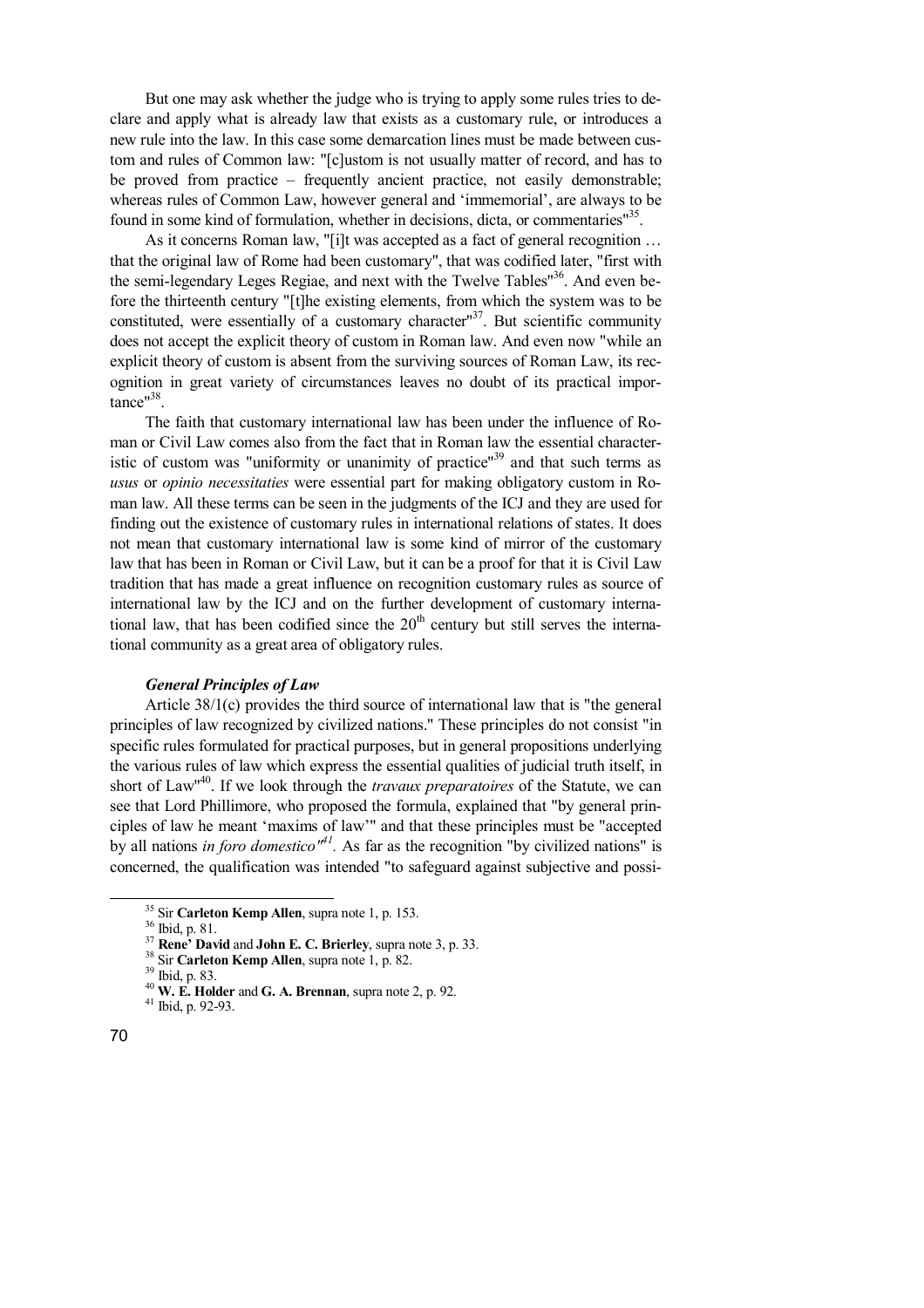But one may ask whether the judge who is trying to apply some rules tries to declare and apply what is already law that exists as a customary rule, or introduces a new rule into the law. In this case some demarcation lines must be made between custom and rules of Common law: "[c]ustom is not usually matter of record, and has to be proved from practice – frequently ancient practice, not easily demonstrable; whereas rules of Common Law, however general and 'immemorial', are always to be found in some kind of formulation, whether in decisions, dicta, or commentaries"[35].

As it concerns Roman law, "[i]t was accepted as a fact of general recognition … that the original law of Rome had been customary", that was codified later, "first with the semi-legendary Leges Regiae, and next with the Twelve Tables"[36]. And even before the thirteenth century "[t]he existing elements, from which the system was to be constituted, were essentially of a customary character"[37]. But scientific community does not accept the explicit theory of custom in Roman law. And even now "while an explicit theory of custom is absent from the surviving sources of Roman Law, its recognition in great variety of circumstances leaves no doubt of its practical importance"[38].

The faith that customary international law has been under the influence of Roman or Civil Law comes also from the fact that in Roman law the essential characteristic of custom was "uniformity or unanimity of practice"[39] and that such terms as *usus* or *opinio necessitaties* were essential part for making obligatory custom in Roman law. All these terms can be seen in the judgments of the ICJ and they are used for finding out the existence of customary rules in international relations of states. It does not mean that customary international law is some kind of mirror of the customary law that has been in Roman or Civil Law, but it can be a proof for that it is Civil Law tradition that has made a great influence on recognition customary rules as source of international law by the ICJ and on the further development of customary international law, that has been codified since the 20th century but still serves the international community as a great area of obligatory rules.

### *General Principles of Law*

Article 38/1(c) provides the third source of international law that is "the general principles of law recognized by civilized nations." These principles do not consist "in specific rules formulated for practical purposes, but in general propositions underlying the various rules of law which express the essential qualities of judicial truth itself, in short of Law"[40]. If we look through the *travaux preparatoires* of the Statute, we can see that Lord Phillimore, who proposed the formula, explained that "by general principles of law he meant 'maxims of law'" and that these principles must be "accepted by all nations *in foro domestico"*[41]. As far as the recognition "by civilized nations" is concerned, the qualification was intended "to safeguard against subjective and possi-

---

[35] Sir **Carleton Kemp Allen**, supra note 1, p. 153.

[36] Ibid, p. 81.

[37] **Rene' David** and **John E. C. Brierley**, supra note 3, p. 33.

[38] Sir **Carleton Kemp Allen**, supra note 1, p. 82.

[39] Ibid, p. 83.

[40] **W. E. Holder** and **G. A. Brennan**, supra note 2, p. 92.

[41] Ibid, p. 92-93.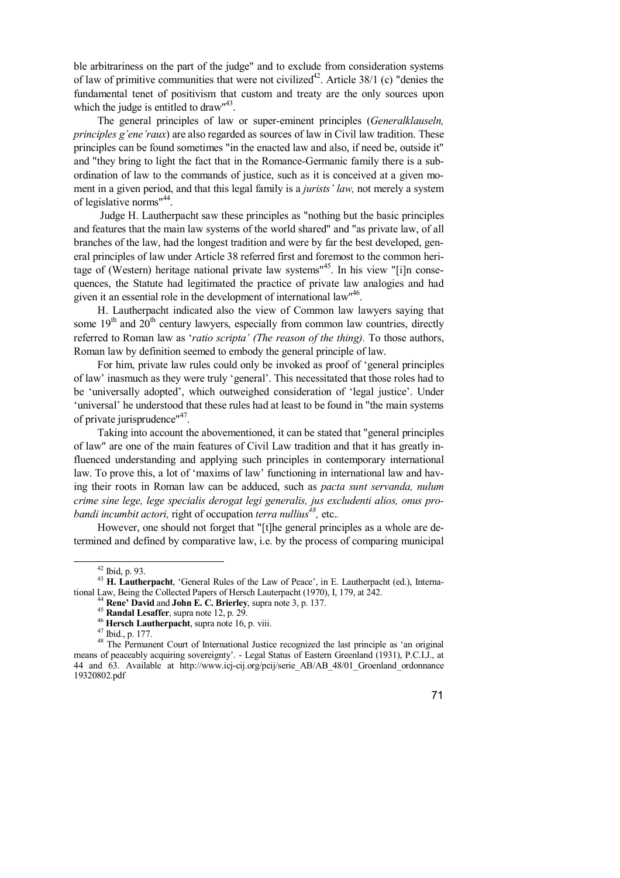ble arbitrariness on the part of the judge" and to exclude from consideration systems of law of primitive communities that were not civilized[42]. Article 38/1 (c) "denies the fundamental tenet of positivism that custom and treaty are the only sources upon which the judge is entitled to draw"[43].

The general principles of law or super-eminent principles (*Generalklauseln, principles g'ene'raux*) are also regarded as sources of law in Civil law tradition. These principles can be found sometimes "in the enacted law and also, if need be, outside it" and "they bring to light the fact that in the Romance-Germanic family there is a subordination of law to the commands of justice, such as it is conceived at a given moment in a given period, and that this legal family is a *jurists' law,* not merely a system of legislative norms"[44].

Judge H. Lautherpacht saw these principles as "nothing but the basic principles and features that the main law systems of the world shared" and "as private law, of all branches of the law, had the longest tradition and were by far the best developed, general principles of law under Article 38 referred first and foremost to the common heritage of (Western) heritage national private law systems"[45]. In his view "[i]n consequences, the Statute had legitimated the practice of private law analogies and had given it an essential role in the development of international law"[46].

H. Lautherpacht indicated also the view of Common law lawyers saying that some 19th and 20th century lawyers, especially from common law countries, directly referred to Roman law as '*ratio scripta' (The reason of the thing).* To those authors, Roman law by definition seemed to embody the general principle of law.

For him, private law rules could only be invoked as proof of 'general principles of law' inasmuch as they were truly 'general'. This necessitated that those roles had to be 'universally adopted', which outweighed consideration of 'legal justice'. Under 'universal' he understood that these rules had at least to be found in "the main systems of private jurisprudence"[47].

Taking into account the abovementioned, it can be stated that "general principles of law" are one of the main features of Civil Law tradition and that it has greatly influenced understanding and applying such principles in contemporary international law. To prove this, a lot of 'maxims of law' functioning in international law and having their roots in Roman law can be adduced, such as *pacta sunt servanda, nulum crime sine lege, lege specialis derogat legi generalis, jus excludenti alios, onus probandi incumbit actori,* right of occupation *terra nullius*[48], etc..

However, one should not forget that "[t]he general principles as a whole are determined and defined by comparative law, i.e. by the process of comparing municipal

---

[42] Ibid, p. 93.

[43] **H. Lautherpacht**, 'General Rules of the Law of Peace', in E. Lautherpacht (ed.), International Law, Being the Collected Papers of Hersch Lauterpacht (1970), I, 179, at 242.

[44] **Rene' David** and **John E. C. Brierley**, supra note 3, p. 137.

[45] **Randal Lesaffer**, supra note 12, p. 29.

[46] **Hersch Lautherpacht**, supra note 16, p. viii.

[47] Ibid., p. 177.

[48] The Permanent Court of International Justice recognized the last principle as 'an original means of peaceably acquiring sovereignty'. - Legal Status of Eastern Greenland (1931), P.C.I.J., at 44 and 63. Available at http://www.icj-cij.org/pcij/serie_AB/AB_48/01_Groenland_ordonnance 19320802.pdf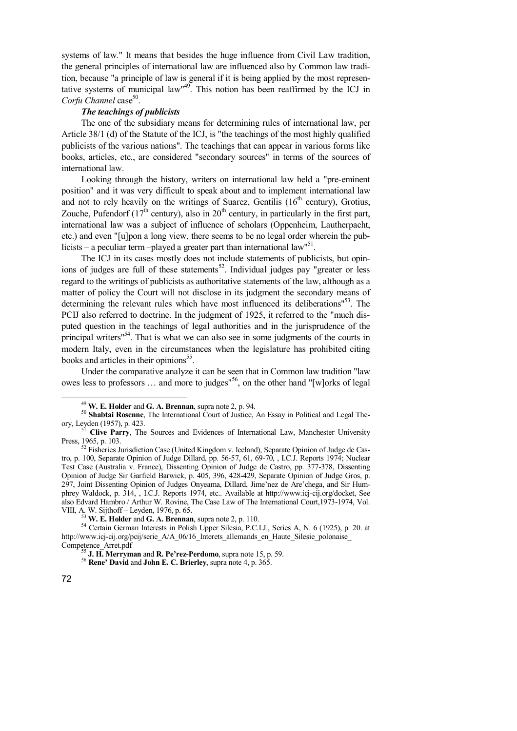systems of law." It means that besides the huge influence from Civil Law tradition, the general principles of international law are influenced also by Common law tradition, because "a principle of law is general if it is being applied by the most representative systems of municipal law"[49]. This notion has been reaffirmed by the ICJ in *Corfu Channel* case[50].

***The teachings of publicists***

The one of the subsidiary means for determining rules of international law, per Article 38/1 (d) of the Statute of the ICJ, is "the teachings of the most highly qualified publicists of the various nations". The teachings that can appear in various forms like books, articles, etc., are considered "secondary sources" in terms of the sources of international law.

Looking through the history, writers on international law held a "pre-eminent position" and it was very difficult to speak about and to implement international law and not to rely heavily on the writings of Suarez, Gentilis (16th century), Grotius, Zouche, Pufendorf (17th century), also in 20th century, in particularly in the first part, international law was a subject of influence of scholars (Oppenheim, Lautherpacht, etc.) and even "[u]pon a long view, there seems to be no legal order wherein the publicists – a peculiar term –played a greater part than international law"[51].

The ICJ in its cases mostly does not include statements of publicists, but opinions of judges are full of these statements[52]. Individual judges pay "greater or less regard to the writings of publicists as authoritative statements of the law, although as a matter of policy the Court will not disclose in its judgment the secondary means of determining the relevant rules which have most influenced its deliberations"[53]. The PCIJ also referred to doctrine. In the judgment of 1925, it referred to the "much disputed question in the teachings of legal authorities and in the jurisprudence of the principal writers"[54]. That is what we can also see in some judgments of the courts in modern Italy, even in the circumstances when the legislature has prohibited citing books and articles in their opinions[55].

Under the comparative analyze it can be seen that in Common law tradition "law owes less to professors … and more to judges"[56], on the other hand "[w]orks of legal

---

[49] **W. E. Holder** and **G. A. Brennan**, supra note 2, p. 94.

[50] **Shabtai Rosenne**, The International Court of Justice, An Essay in Political and Legal Theory, Leyden (1957), p. 423.

[51] **Clive Parry**, The Sources and Evidences of International Law, Manchester University Press, 1965, p. 103.

[52] Fisheries Jurisdiction Case (United Kingdom v. Iceland), Separate Opinion of Judge de Castro, p. 100, Separate Opinion of Judge Dillard, pp. 56-57, 61, 69-70, , I.C.J. Reports 1974; Nuclear Test Case (Australia v. France), Dissenting Opinion of Judge de Castro, pp. 377-378, Dissenting Opinion of Judge Sir Garfield Barwick, p. 405, 396, 428-429, Separate Opinion of Judge Gros, p. 297, Joint Dissenting Opinion of Judges Onyeama, Dillard, Jime'nez de Are'chega, and Sir Humphrey Waldock, p. 314, , I.C.J. Reports 1974, etc.. Available at http://www.icj-cij.org/docket, See also Edvard Hambro / Arthur W. Rovine, The Case Law of The International Court,1973-1974, Vol. VIII, A. W. Sijthoff – Leyden, 1976, p. 65.

[53] **W. E. Holder** and **G. A. Brennan**, supra note 2, p. 110.

[54] Certain German Interests in Polish Upper Silesia, P.C.I.J., Series A, N. 6 (1925), p. 20. at http://www.icj-cij.org/pcij/serie_A/A_06/16_Interets_allemands_en_Haute_Silesie_polonaise_Competence_Arret.pdf

[55] **J. H. Merryman** and **R. Pe'rez-Perdomo**, supra note 15, p. 59.

[56] **Rene' David** and **John E. C. Brierley**, supra note 4, p. 365.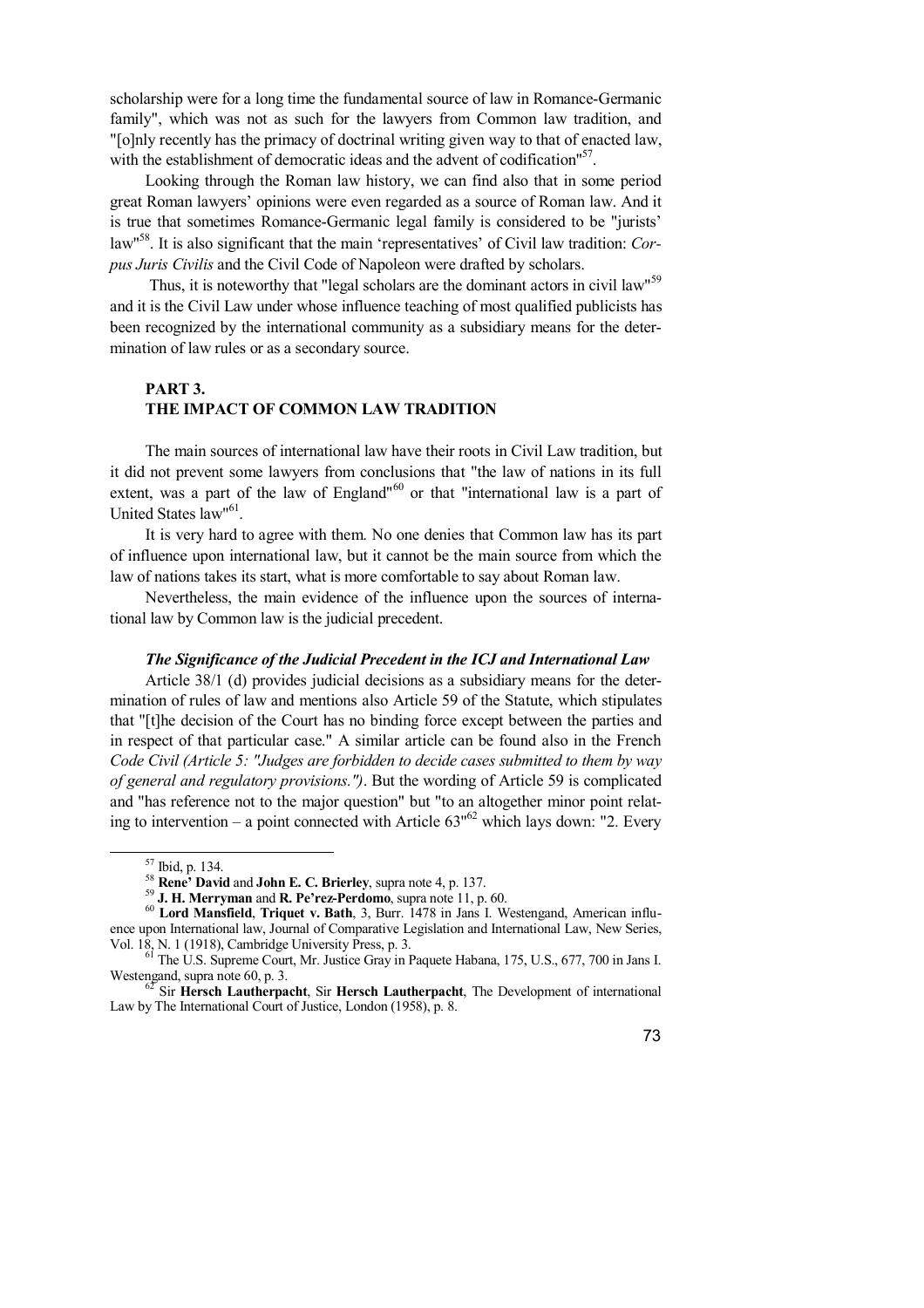scholarship were for a long time the fundamental source of law in Romance-Germanic family", which was not as such for the lawyers from Common law tradition, and "[o]nly recently has the primacy of doctrinal writing given way to that of enacted law, with the establishment of democratic ideas and the advent of codification"[57].

Looking through the Roman law history, we can find also that in some period great Roman lawyers' opinions were even regarded as a source of Roman law. And it is true that sometimes Romance-Germanic legal family is considered to be "jurists' law"[58]. It is also significant that the main 'representatives' of Civil law tradition: *Corpus Juris Civilis* and the Civil Code of Napoleon were drafted by scholars.

Thus, it is noteworthy that "legal scholars are the dominant actors in civil law"[59] and it is the Civil Law under whose influence teaching of most qualified publicists has been recognized by the international community as a subsidiary means for the determination of law rules or as a secondary source.

## PART 3.
## THE IMPACT OF COMMON LAW TRADITION

The main sources of international law have their roots in Civil Law tradition, but it did not prevent some lawyers from conclusions that "the law of nations in its full extent, was a part of the law of England"[60] or that "international law is a part of United States law"[61].

It is very hard to agree with them. No one denies that Common law has its part of influence upon international law, but it cannot be the main source from which the law of nations takes its start, what is more comfortable to say about Roman law.

Nevertheless, the main evidence of the influence upon the sources of international law by Common law is the judicial precedent.

### *The Significance of the Judicial Precedent in the ICJ and International Law*

Article 38/1 (d) provides judicial decisions as a subsidiary means for the determination of rules of law and mentions also Article 59 of the Statute, which stipulates that "[t]he decision of the Court has no binding force except between the parties and in respect of that particular case." A similar article can be found also in the French *Code Civil (Article 5: "Judges are forbidden to decide cases submitted to them by way of general and regulatory provisions.")*. But the wording of Article 59 is complicated and "has reference not to the major question" but "to an altogether minor point relating to intervention – a point connected with Article 63"[62] which lays down: "2. Every

---

[57] Ibid, p. 134.

[58] **Rene' David** and **John E. C. Brierley**, supra note 4, p. 137.

[59] **J. H. Merryman** and **R. Pe'rez-Perdomo**, supra note 11, p. 60.

[60] **Lord Mansfield**, **Triquet v. Bath**, 3, Burr. 1478 in Jans I. Westengand, American influence upon International law, Journal of Comparative Legislation and International Law, New Series, Vol. 18, N. 1 (1918), Cambridge University Press, p. 3.

[61] The U.S. Supreme Court, Mr. Justice Gray in Paquete Habana, 175, U.S., 677, 700 in Jans I. Westengand, supra note 60, p. 3.

[62] Sir **Hersch Lautherpacht**, Sir **Hersch Lautherpacht**, The Development of international Law by The International Court of Justice, London (1958), p. 8.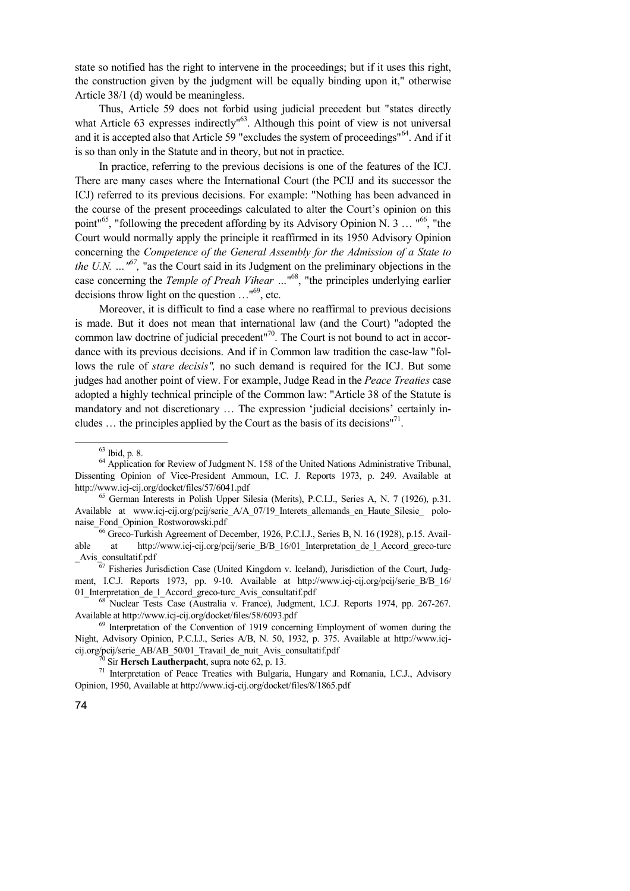state so notified has the right to intervene in the proceedings; but if it uses this right, the construction given by the judgment will be equally binding upon it," otherwise Article 38/1 (d) would be meaningless.

Thus, Article 59 does not forbid using judicial precedent but "states directly what Article 63 expresses indirectly"[63]. Although this point of view is not universal and it is accepted also that Article 59 "excludes the system of proceedings"[64]. And if it is so than only in the Statute and in theory, but not in practice.

In practice, referring to the previous decisions is one of the features of the ICJ. There are many cases where the International Court (the PCIJ and its successor the ICJ) referred to its previous decisions. For example: "Nothing has been advanced in the course of the present proceedings calculated to alter the Court's opinion on this point"[65], "following the precedent affording by its Advisory Opinion N. 3 … "[66], "the Court would normally apply the principle it reaffirmed in its 1950 Advisory Opinion concerning the *Competence of the General Assembly for the Admission of a State to the U.N. ..."*[67], "as the Court said in its Judgment on the preliminary objections in the case concerning the *Temple of Preah Vihear* ..."[68], "the principles underlying earlier decisions throw light on the question …"[69], etc.

Moreover, it is difficult to find a case where no reaffirmal to previous decisions is made. But it does not mean that international law (and the Court) "adopted the common law doctrine of judicial precedent"[70]. The Court is not bound to act in accordance with its previous decisions. And if in Common law tradition the case-law "follows the rule of *stare decisis",* no such demand is required for the ICJ. But some judges had another point of view. For example, Judge Read in the *Peace Treaties* case adopted a highly technical principle of the Common law: "Article 38 of the Statute is mandatory and not discretionary … The expression 'judicial decisions' certainly includes … the principles applied by the Court as the basis of its decisions"[71].

---

[63] Ibid, p. 8.

[64] Application for Review of Judgment N. 158 of the United Nations Administrative Tribunal, Dissenting Opinion of Vice-President Ammoun, I.C. J. Reports 1973, p. 249. Available at http://www.icj-cij.org/docket/files/57/6041.pdf

[65] German Interests in Polish Upper Silesia (Merits), P.C.I.J., Series A, N. 7 (1926), p.31. Available at www.icj-cij.org/pcij/serie_A/A_07/19_Interets_allemands_en_Haute_Silesie_ polonaise_Fond_Opinion_Rostworowski.pdf

[66] Greco-Turkish Agreement of December, 1926, P.C.I.J., Series B, N. 16 (1928), p.15. Available at http://www.icj-cij.org/pcij/serie_B/B_16/01_Interpretation_de_l_Accord_greco-turc _Avis_consultatif.pdf

[67] Fisheries Jurisdiction Case (United Kingdom v. Iceland), Jurisdiction of the Court, Judgment, I.C.J. Reports 1973, pp. 9-10. Available at http://www.icj-cij.org/pcij/serie_B/B_16/ 01_Interpretation_de_l_Accord_greco-turc_Avis_consultatif.pdf

[68] Nuclear Tests Case (Australia v. France), Judgment, I.C.J. Reports 1974, pp. 267-267. Available at http://www.icj-cij.org/docket/files/58/6093.pdf

[69] Interpretation of the Convention of 1919 concerning Employment of women during the Night, Advisory Opinion, P.C.I.J., Series A/B, N. 50, 1932, p. 375. Available at http://www.icj-cij.org/pcij/serie_AB/AB_50/01_Travail_de_nuit_Avis_consultatif.pdf

[70] Sir **Hersch Lautherpacht**, supra note 62, p. 13.

[71] Interpretation of Peace Treaties with Bulgaria, Hungary and Romania, I.C.J., Advisory Opinion, 1950, Available at http://www.icj-cij.org/docket/files/8/1865.pdf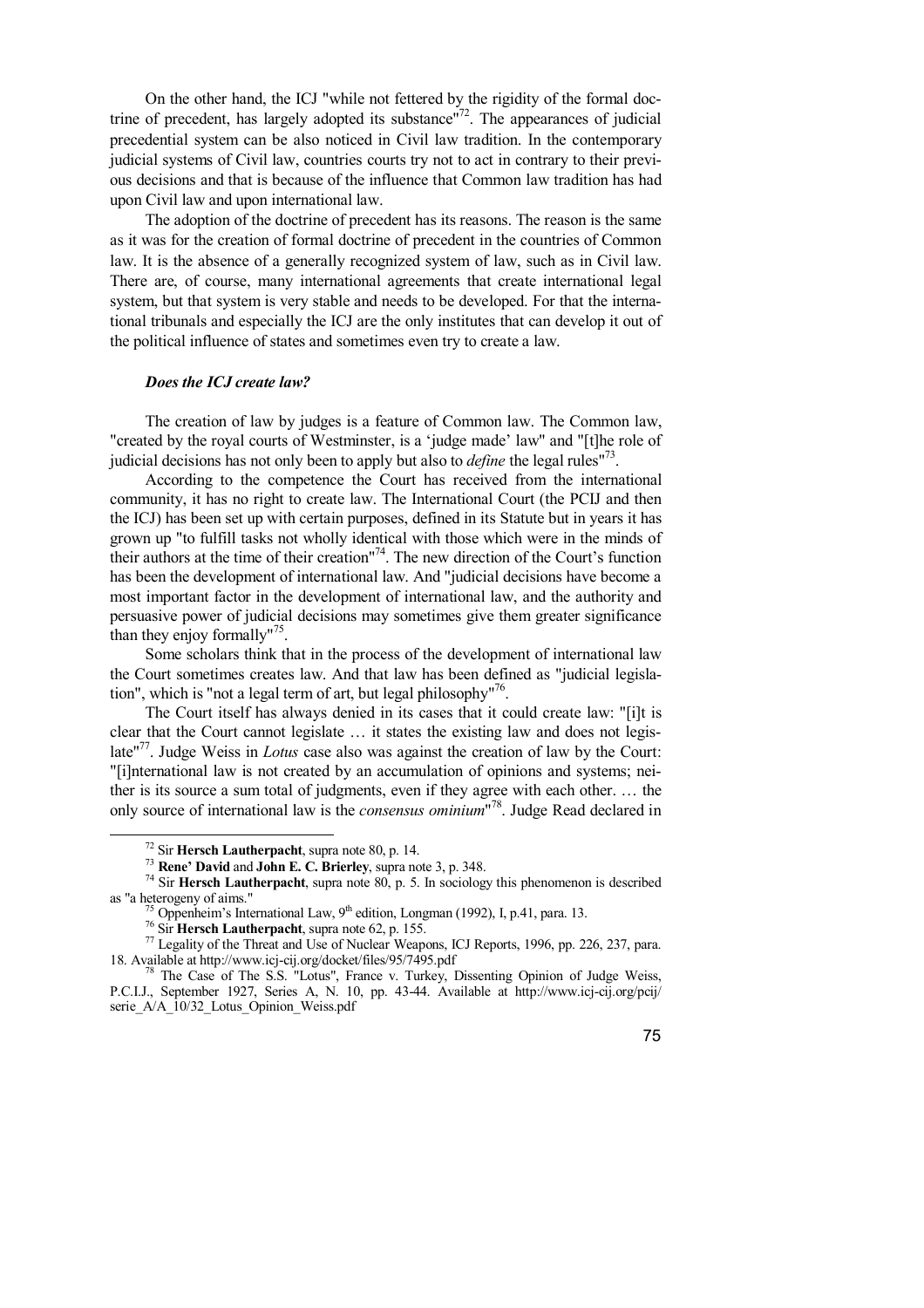On the other hand, the ICJ "while not fettered by the rigidity of the formal doctrine of precedent, has largely adopted its substance"[72]. The appearances of judicial precedential system can be also noticed in Civil law tradition. In the contemporary judicial systems of Civil law, countries courts try not to act in contrary to their previous decisions and that is because of the influence that Common law tradition has had upon Civil law and upon international law.

The adoption of the doctrine of precedent has its reasons. The reason is the same as it was for the creation of formal doctrine of precedent in the countries of Common law. It is the absence of a generally recognized system of law, such as in Civil law. There are, of course, many international agreements that create international legal system, but that system is very stable and needs to be developed. For that the international tribunals and especially the ICJ are the only institutes that can develop it out of the political influence of states and sometimes even try to create a law.

### *Does the ICJ create law?*

The creation of law by judges is a feature of Common law. The Common law, "created by the royal courts of Westminster, is a 'judge made' law" and "[t]he role of judicial decisions has not only been to apply but also to *define* the legal rules"[73].

According to the competence the Court has received from the international community, it has no right to create law. The International Court (the PCIJ and then the ICJ) has been set up with certain purposes, defined in its Statute but in years it has grown up "to fulfill tasks not wholly identical with those which were in the minds of their authors at the time of their creation"[74]. The new direction of the Court's function has been the development of international law. And "judicial decisions have become a most important factor in the development of international law, and the authority and persuasive power of judicial decisions may sometimes give them greater significance than they enjoy formally"[75].

Some scholars think that in the process of the development of international law the Court sometimes creates law. And that law has been defined as "judicial legislation", which is "not a legal term of art, but legal philosophy"[76].

The Court itself has always denied in its cases that it could create law: "[i]t is clear that the Court cannot legislate … it states the existing law and does not legislate"[77]. Judge Weiss in *Lotus* case also was against the creation of law by the Court: "[i]nternational law is not created by an accumulation of opinions and systems; neither is its source a sum total of judgments, even if they agree with each other. … the only source of international law is the *consensus ominium*"[78]. Judge Read declared in

---

[72] Sir **Hersch Lautherpacht**, supra note 80, p. 14.

[73] **Rene' David** and **John E. C. Brierley**, supra note 3, p. 348.

[74] Sir **Hersch Lautherpacht**, supra note 80, p. 5. In sociology this phenomenon is described as "a heterogeny of aims."

[75] Oppenheim's International Law, 9th edition, Longman (1992), I, p.41, para. 13.

[76] Sir **Hersch Lautherpacht**, supra note 62, p. 155.

[77] Legality of the Threat and Use of Nuclear Weapons, ICJ Reports, 1996, pp. 226, 237, para. 18. Available at http://www.icj-cij.org/docket/files/95/7495.pdf

[78] The Case of The S.S. "Lotus", France v. Turkey, Dissenting Opinion of Judge Weiss, P.C.I.J., September 1927, Series A, N. 10, pp. 43-44. Available at http://www.icj-cij.org/pcij/serie_A/A_10/32_Lotus_Opinion_Weiss.pdf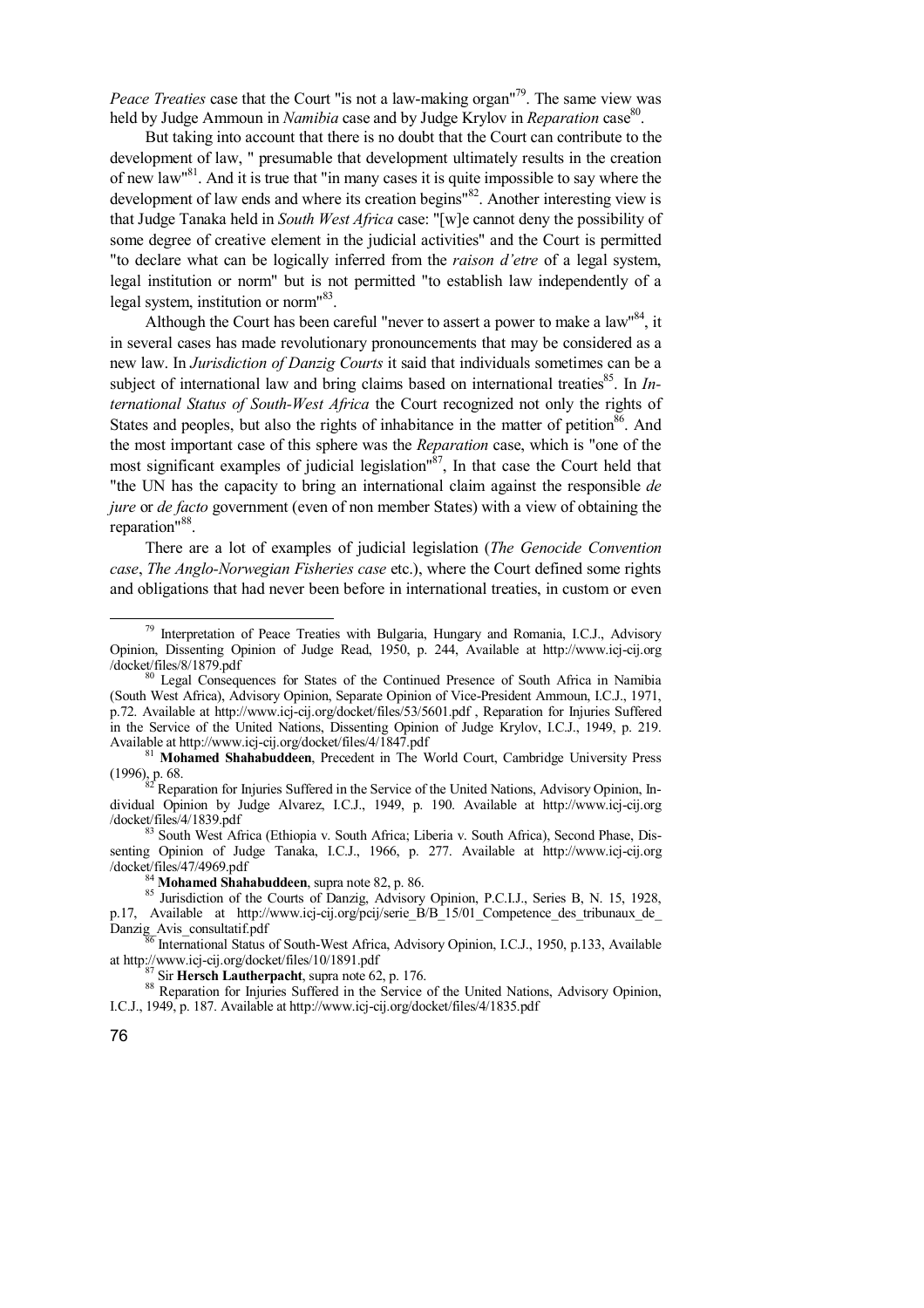*Peace Treaties* case that the Court "is not a law-making organ"[79]. The same view was held by Judge Ammoun in *Namibia* case and by Judge Krylov in *Reparation* case[80].

But taking into account that there is no doubt that the Court can contribute to the development of law, " presumable that development ultimately results in the creation of new law"[81]. And it is true that "in many cases it is quite impossible to say where the development of law ends and where its creation begins"[82]. Another interesting view is that Judge Tanaka held in *South West Africa* case: "[w]e cannot deny the possibility of some degree of creative element in the judicial activities" and the Court is permitted "to declare what can be logically inferred from the *raison d'etre* of a legal system, legal institution or norm" but is not permitted "to establish law independently of a legal system, institution or norm"[83].

Although the Court has been careful "never to assert a power to make a law"[84], it in several cases has made revolutionary pronouncements that may be considered as a new law. In *Jurisdiction of Danzig Courts* it said that individuals sometimes can be a subject of international law and bring claims based on international treaties[85]. In *International Status of South-West Africa* the Court recognized not only the rights of States and peoples, but also the rights of inhabitance in the matter of petition[86]. And the most important case of this sphere was the *Reparation* case, which is "one of the most significant examples of judicial legislation"[87], In that case the Court held that "the UN has the capacity to bring an international claim against the responsible *de jure* or *de facto* government (even of non member States) with a view of obtaining the reparation"[88].

There are a lot of examples of judicial legislation (*The Genocide Convention case*, *The Anglo-Norwegian Fisheries case* etc.), where the Court defined some rights and obligations that had never been before in international treaties, in custom or even

---

[79] Interpretation of Peace Treaties with Bulgaria, Hungary and Romania, I.C.J., Advisory Opinion, Dissenting Opinion of Judge Read, 1950, p. 244, Available at http://www.icj-cij.org /docket/files/8/1879.pdf

[80] Legal Consequences for States of the Continued Presence of South Africa in Namibia (South West Africa), Advisory Opinion, Separate Opinion of Vice-President Ammoun, I.C.J., 1971, p.72. Available at http://www.icj-cij.org/docket/files/53/5601.pdf , Reparation for Injuries Suffered in the Service of the United Nations, Dissenting Opinion of Judge Krylov, I.C.J., 1949, p. 219. Available at http://www.icj-cij.org/docket/files/4/1847.pdf

[81] **Mohamed Shahabuddeen**, Precedent in The World Court, Cambridge University Press (1996), p. 68.

[82] Reparation for Injuries Suffered in the Service of the United Nations, Advisory Opinion, Individual Opinion by Judge Alvarez, I.C.J., 1949, p. 190. Available at http://www.icj-cij.org /docket/files/4/1839.pdf

[83] South West Africa (Ethiopia v. South Africa; Liberia v. South Africa), Second Phase, Dissenting Opinion of Judge Tanaka, I.C.J., 1966, p. 277. Available at http://www.icj-cij.org /docket/files/47/4969.pdf

[84] **Mohamed Shahabuddeen**, supra note 82, p. 86.

[85] Jurisdiction of the Courts of Danzig, Advisory Opinion, P.C.I.J., Series B, N. 15, 1928, p.17, Available at http://www.icj-cij.org/pcij/serie_B/B_15/01_Competence_des_tribunaux_de_Danzig_Avis_consultatif.pdf

[86] International Status of South-West Africa, Advisory Opinion, I.C.J., 1950, p.133, Available at http://www.icj-cij.org/docket/files/10/1891.pdf

[87] Sir **Hersch Lautherpacht**, supra note 62, p. 176.

[88] Reparation for Injuries Suffered in the Service of the United Nations, Advisory Opinion, I.C.J., 1949, p. 187. Available at http://www.icj-cij.org/docket/files/4/1835.pdf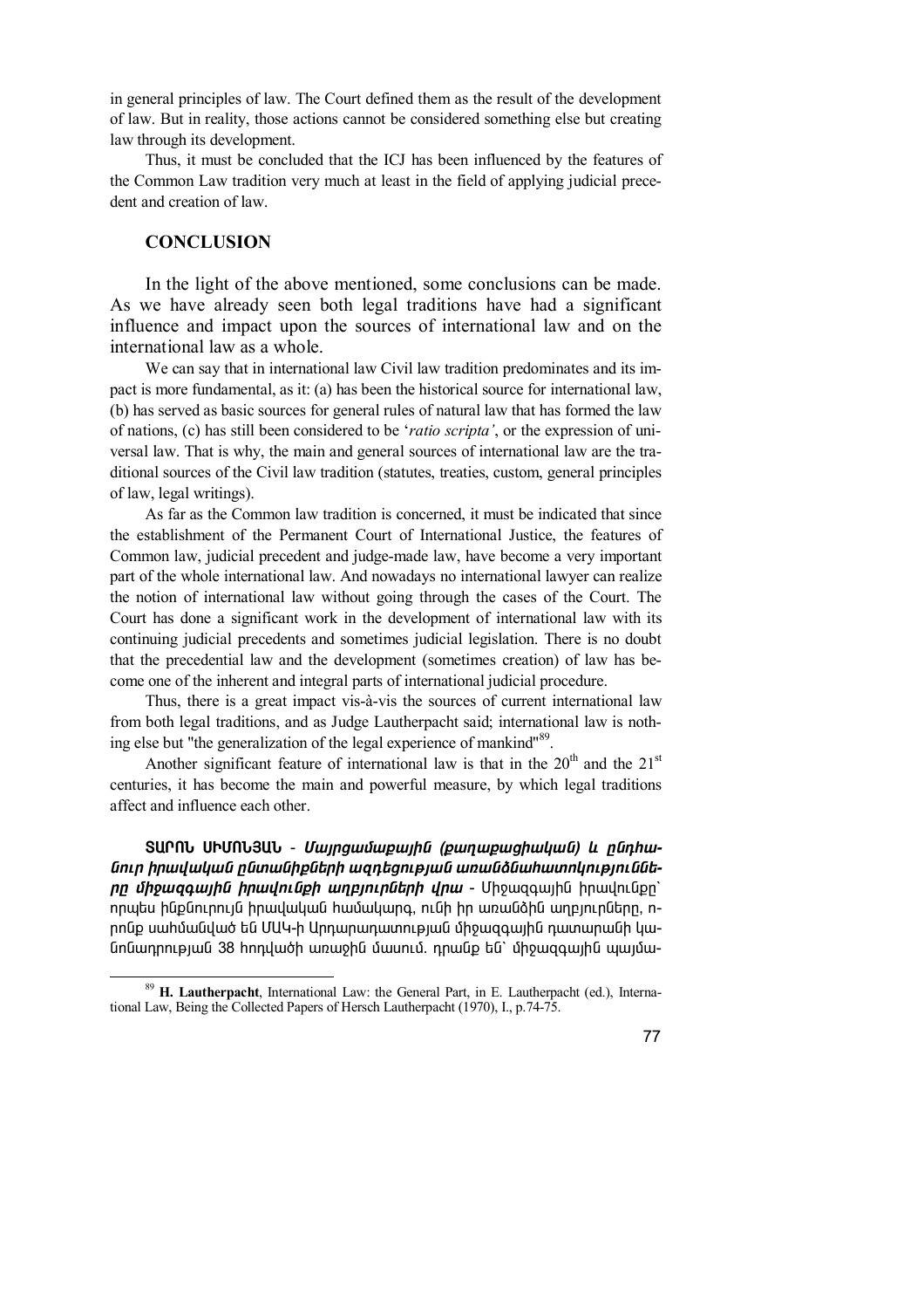in general principles of law. The Court defined them as the result of the development of law. But in reality, those actions cannot be considered something else but creating law through its development.

Thus, it must be concluded that the ICJ has been influenced by the features of the Common Law tradition very much at least in the field of applying judicial precedent and creation of law.

## CONCLUSION

In the light of the above mentioned, some conclusions can be made. As we have already seen both legal traditions have had a significant influence and impact upon the sources of international law and on the international law as a whole.

We can say that in international law Civil law tradition predominates and its impact is more fundamental, as it: (a) has been the historical source for international law, (b) has served as basic sources for general rules of natural law that has formed the law of nations, (c) has still been considered to be '*ratio scripta'*, or the expression of universal law. That is why, the main and general sources of international law are the traditional sources of the Civil law tradition (statutes, treaties, custom, general principles of law, legal writings).

As far as the Common law tradition is concerned, it must be indicated that since the establishment of the Permanent Court of International Justice, the features of Common law, judicial precedent and judge-made law, have become a very important part of the whole international law. And nowadays no international lawyer can realize the notion of international law without going through the cases of the Court. The Court has done a significant work in the development of international law with its continuing judicial precedents and sometimes judicial legislation. There is no doubt that the precedential law and the development (sometimes creation) of law has become one of the inherent and integral parts of international judicial procedure.

Thus, there is a great impact vis-à-vis the sources of current international law from both legal traditions, and as Judge Lautherpacht said; international law is nothing else but "the generalization of the legal experience of mankind"[89].

Another significant feature of international law is that in the 20[th] and the 21[st] centuries, it has become the main and powerful measure, by which legal traditions affect and influence each other.

**ՏԱՐՈՆ ՍԻՄՈՆՅԱՆ** - ***Մայրցամաքային (քաղաքացիական) և ընդհանուր իրավական ընտանիքների ազդեցության առանձնահատկությունները միջազգային իրավունքի աղբյուրների վրա*** - Միջազգային իրավունքը՝ որպես ինքնուրույն իրավական համակարգ, ունի իր առանձին աղբյուրները, որոնք սահմանված են ՄԱԿ-ի Արդարադատության միջազգային դատարանի կանոնադրության 38 հոդվածի առաջին մասում. դրանք են՝ միջազգային պայմա-

[89] **H. Lautherpacht**, International Law: the General Part, in E. Lautherpacht (ed.), International Law, Being the Collected Papers of Hersch Lautherpacht (1970), I., p.74-75.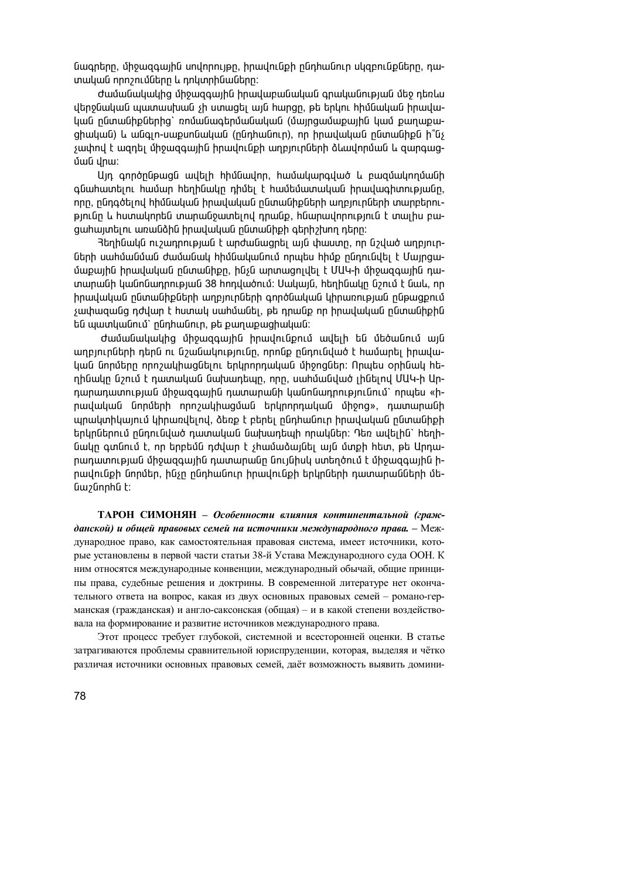նագրերը, միջազգային սովորույթը, իրավունքի ընդհանուր սկզբունքները, դատական որոշումները և դոկտրինաները:

Ժամանակակից միջազգային իրավաբանական գրականության մեջ դեռևս վերջնական պատասխան չի ստացել այն հարցը, թե երկու հիմնական իրավական ընտանիքներից՝ ռոմանագերմանական (մայրցամաքային կամ քաղաքացիական) և անգլո-սաքսոնական (ընդհանուր), որ իրավական ընտանիքն ի՞նչ չափով է ազդել միջազգային իրավունքի աղբյուրների ձևավորման և զարգացման վրա:

Այդ գործընթացն ավելի հիմնավոր, համակարգված և բազմակողմանի գնահատելու համար հեղինակը դիմել է համեմատական իրավագիտությանը, որը, ընդգծելով հիմնական իրավական ընտանիքների աղբյուրների տարբերությունը և հստակորեն տարանջատելով դրանք, հնարավորություն է տալիս բացահայտելու առանձին իրավական ընտանիքի գերիշխող դերը:

Հեղինակն ուշադրության է արժանացրել այն փաստը, որ նշված աղբյուրների սահմանման ժամանակ հիմնականում որպես հիմք ընդունվել է Մայրցամաքային իրավական ընտանիքը, ինչն արտացոլվել է ՄԱԿ-ի միջազգային դատարանի կանոնադրության 38 հոդվածում: Սակայն, հեղինակը նշում է նաև, որ իրավական ընտանիքների աղբյուրների գործնական կիրառության ընթացքում չափազանց դժվար է հստակ սահմանել, թե դրանք որ իրավական ընտանիքին են պատկանում՝ ընդհանուր, թե քաղաքացիական:

Ժամանակակից միջազգային իրավունքում ավելի են մեծանում այն աղբյուրների դերն ու նշանակությունը, որոնք ընդունված է համարել իրավական նորմերը որոշակիացնելու երկրորդական միջոցներ: Որպես օրինակ հեղինակը նշում է դատական նախադեպը, որը, սահմանված լինելով ՄԱԿ-ի Արդարադատության միջազգային դատարանի կանոնադրությունում՝ որպես «իրավական նորմերի որոշակիացման երկրորդական միջոց», դատարանի պրակտիկայում կիրառվելով, ձեռք է բերել ընդհանուր իրավական ընտանիքի երկրներում ընդունված դատական նախադեպի որակներ: Դեռ ավելին՝ հեղինակը գտնում է, որ երբեմն դժվար է չհամաձայնել այն մտքի հետ, թե Արդարադատության միջազգային դատարանը նույնիսկ ստեղծում է միջազգային իրավունքի նորմեր, ինչը ընդհանուր իրավունքի երկրների դատարանների մենաշնորհն է:

**ТАРОН СИМОНЯН** – ***Особенности влияния континентальной (гражданской) и общей правовых семей на источники международного права.*** – Международное право, как самостоятельная правовая система, имеет источники, которые установлены в первой части статьи 38-й Устава Международного суда ООН. К ним относятся международные конвенции, международный обычай, общие принципы права, судебные решения и доктрины. В современной литературе нет окончательного ответа на вопрос, какая из двух основных правовых семей – романо-германская (гражданская) и англо-саксонская (общая) – и в какой степени воздействовала на формирование и развитие источников международного права.

Этот процесс требует глубокой, системной и всесторонней оценки. В статье затрагиваются проблемы сравнительной юриспруденции, которая, выделяя и чётко различая источники основных правовых семей, даёт возможность выявить домини-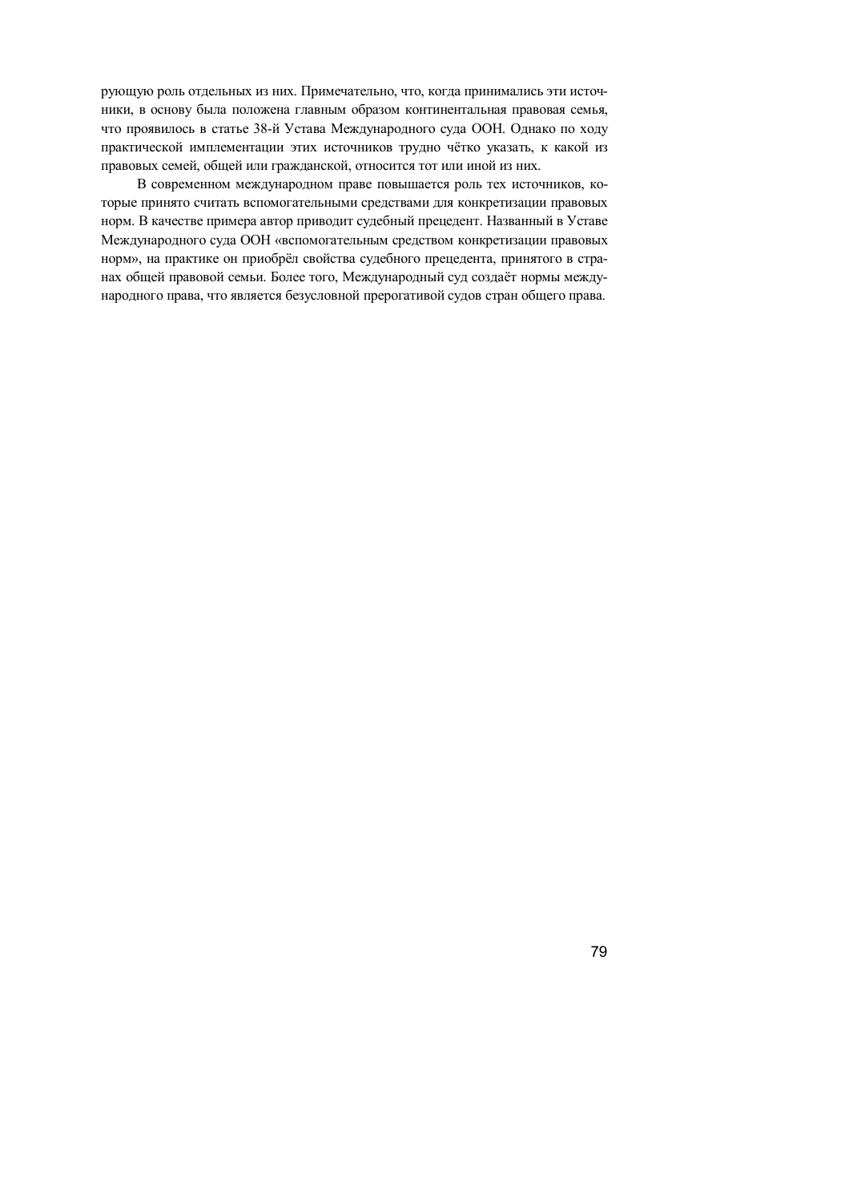рующую роль отдельных из них. Примечательно, что, когда принимались эти источники, в основу была положена главным образом континентальная правовая семья, что проявилось в статье 38-й Устава Международного суда ООН. Однако по ходу практической имплементации этих источников трудно чётко указать, к какой из правовых семей, общей или гражданской, относится тот или иной из них.

В современном международном праве повышается роль тех источников, которые принято считать вспомогательными средствами для конкретизации правовых норм. В качестве примера автор приводит судебный прецедент. Названный в Уставе Международного суда ООН «вспомогательным средством конкретизации правовых норм», на практике он приобрёл свойства судебного прецедента, принятого в странах общей правовой семьи. Более того, Международный суд создаёт нормы международного права, что является безусловной прерогативой судов стран общего права.